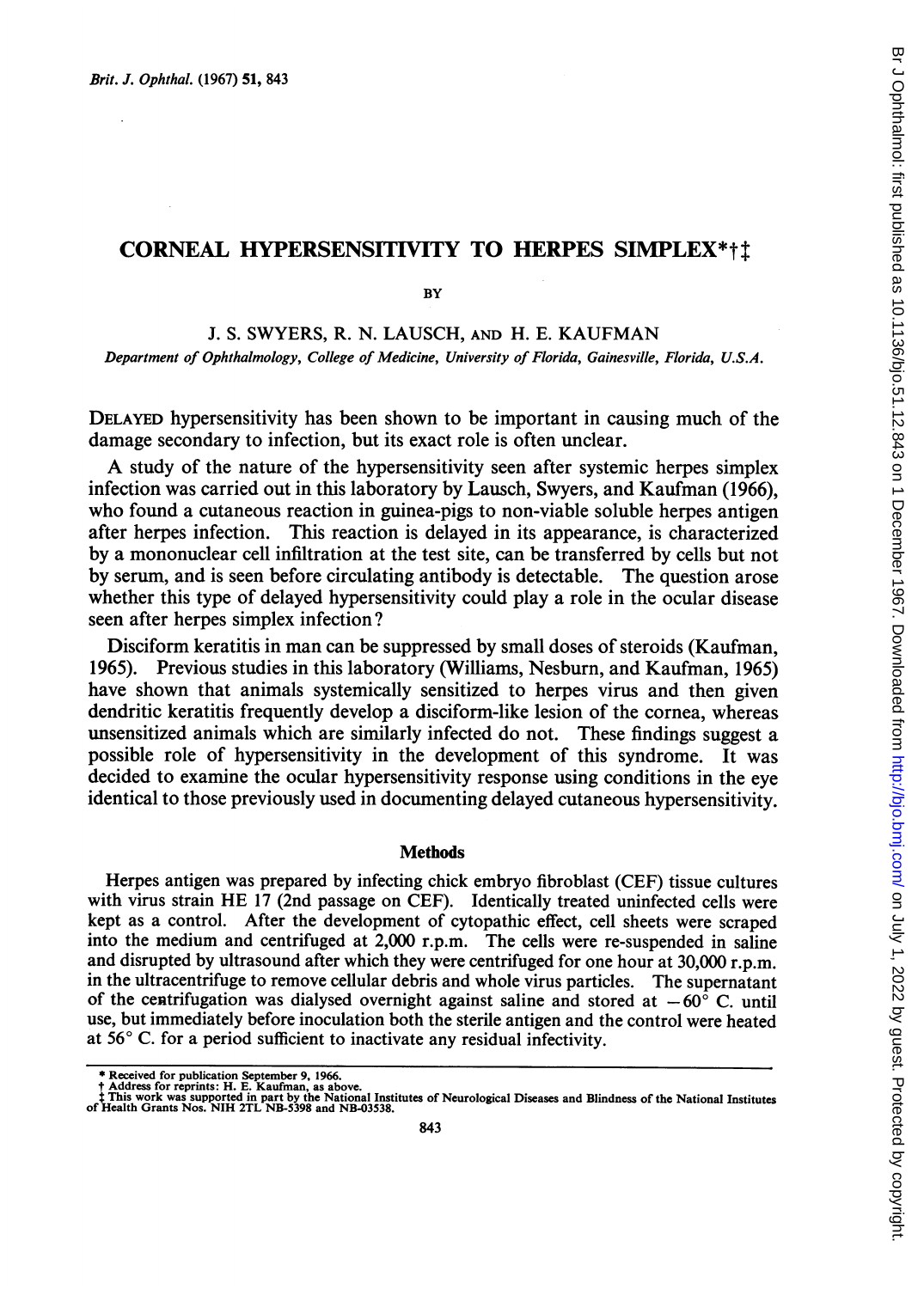# CORNEAL HYPERSENSITIVITY TO HERPES SIMPLEX*†‡

BY

J. S. SWYERS, R. N. LAUSCH, AND H. E. KAUFMAN

*Department of Ophthalmology, College of Medicine, University of Florida, Gainesville, Florida, U.S.A.*

DELAYED hypersensitivity has been shown to be important in causing much of the damage secondary to infection, but its exact role is often unclear.

A study of the nature of the hypersensitivity seen after systemic herpes simplex infection was carried out in this laboratory by Lausch, Swyers, and Kaufman (1966), who found a cutaneous reaction in guinea-pigs to non-viable soluble herpes antigen after herpes infection. This reaction is delayed in its appearance, is characterized by a mononuclear cell infiltration at the test site, can be transferred by cells but not by serum, and is seen before circulating antibody is detectable. The question arose whether this type of delayed hypersensitivity could play a role in the ocular disease seen after herpes simplex infection?

Disciform keratitis in man can be suppressed by small doses of steroids (Kaufman, 1965). Previous studies in this laboratory (Williams, Nesburn, and Kaufman, 1965) have shown that animals systemically sensitized to herpes virus and then given dendritic keratitis frequently develop a disciform-like lesion of the cornea, whereas unsensitized animals which are similarly infected do not. These findings suggest a possible role of hypersensitivity in the development of this syndrome. It was decided to examine the ocular hypersensitivity response using conditions in the eye identical to those previously used in documenting delayed cutaneous hypersensitivity.

## Methods

Herpes antigen was prepared by infecting chick embryo fibroblast (CEF) tissue cultures with virus strain HE 17 (2nd passage on CEF). Identically treated uninfected cells were kept as a control. After the development of cytopathic effect, cell sheets were scraped into the medium and centrifuged at 2,000 r.p.m. The cells were re-suspended in saline and disrupted by ultrasound after which they were centrifuged for one hour at 30,000 r.p.m. in the ultracentrifuge to remove cellular debris and whole virus particles. The supernatant of the centrifugation was dialysed overnight against saline and stored at $-60°$ C. until use, but immediately before inoculation both the sterile antigen and the control were heated at 56° C. for a period sufficient to inactivate any residual infectivity.

---

\* Received for publication September 9, 1966.
† Address for reprints: H. E. Kaufman, as above.
‡ This work was supported in part by the National Institutes of Neurological Diseases and Blindness of the National Institutes of Health Grants Nos. NIH 2TL NB-5398 and NB-03538.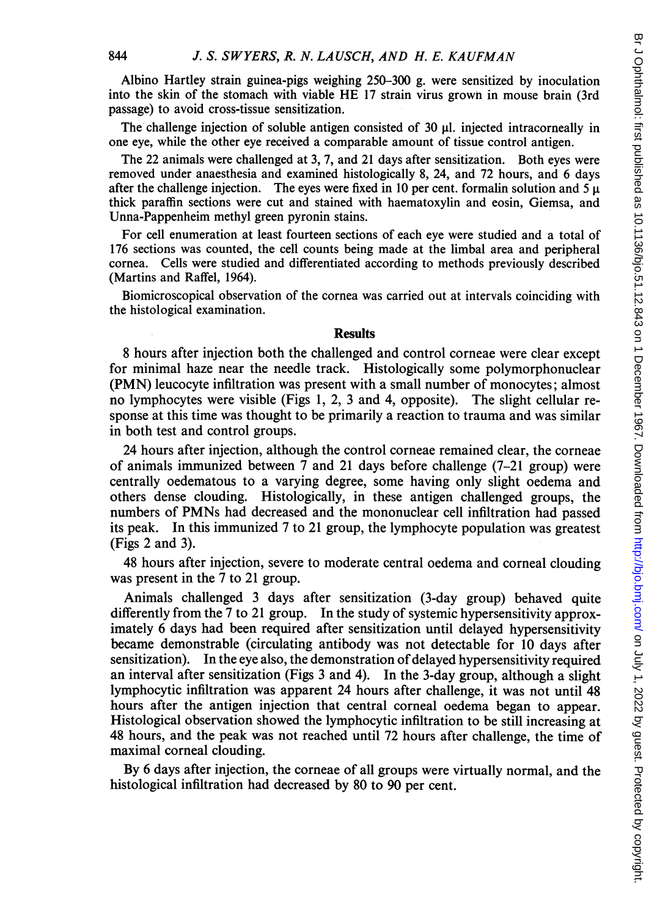Albino Hartley strain guinea-pigs weighing 250–300 g. were sensitized by inoculation into the skin of the stomach with viable HE 17 strain virus grown in mouse brain (3rd passage) to avoid cross-tissue sensitization.

The challenge injection of soluble antigen consisted of 30 μl. injected intracorneally in one eye, while the other eye received a comparable amount of tissue control antigen.

The 22 animals were challenged at 3, 7, and 21 days after sensitization. Both eyes were removed under anaesthesia and examined histologically 8, 24, and 72 hours, and 6 days after the challenge injection. The eyes were fixed in 10 per cent. formalin solution and 5 μ thick paraffin sections were cut and stained with haematoxylin and eosin, Giemsa, and Unna-Pappenheim methyl green pyronin stains.

For cell enumeration at least fourteen sections of each eye were studied and a total of 176 sections was counted, the cell counts being made at the limbal area and peripheral cornea. Cells were studied and differentiated according to methods previously described (Martins and Raffel, 1964).

Biomicroscopical observation of the cornea was carried out at intervals coinciding with the histological examination.

## Results

8 hours after injection both the challenged and control corneae were clear except for minimal haze near the needle track. Histologically some polymorphonuclear (PMN) leucocyte infiltration was present with a small number of monocytes; almost no lymphocytes were visible (Figs 1, 2, 3 and 4, opposite). The slight cellular response at this time was thought to be primarily a reaction to trauma and was similar in both test and control groups.

24 hours after injection, although the control corneae remained clear, the corneae of animals immunized between 7 and 21 days before challenge (7–21 group) were centrally oedematous to a varying degree, some having only slight oedema and others dense clouding. Histologically, in these antigen challenged groups, the numbers of PMNs had decreased and the mononuclear cell infiltration had passed its peak. In this immunized 7 to 21 group, the lymphocyte population was greatest (Figs 2 and 3).

48 hours after injection, severe to moderate central oedema and corneal clouding was present in the 7 to 21 group.

Animals challenged 3 days after sensitization (3-day group) behaved quite differently from the 7 to 21 group. In the study of systemic hypersensitivity approximately 6 days had been required after sensitization until delayed hypersensitivity became demonstrable (circulating antibody was not detectable for 10 days after sensitization). In the eye also, the demonstration of delayed hypersensitivity required an interval after sensitization (Figs 3 and 4). In the 3-day group, although a slight lymphocytic infiltration was apparent 24 hours after challenge, it was not until 48 hours after the antigen injection that central corneal oedema began to appear. Histological observation showed the lymphocytic infiltration to be still increasing at 48 hours, and the peak was not reached until 72 hours after challenge, the time of maximal corneal clouding.

By 6 days after injection, the corneae of all groups were virtually normal, and the histological infiltration had decreased by 80 to 90 per cent.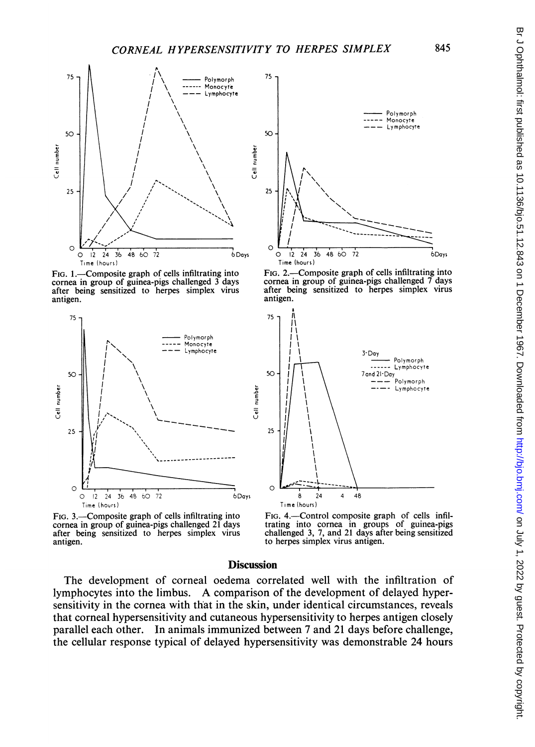FIG. 1.—Composite graph of cells infiltrating into cornea in group of guinea-pigs challenged 3 days after being sensitized to herpes simplex virus antigen.

FIG. 2.—Composite graph of cells infiltrating into cornea in group of guinea-pigs challenged 7 days after being sensitized to herpes simplex virus antigen.

FIG. 3.—Composite graph of cells infiltrating into cornea in group of guinea-pigs challenged 21 days after being sensitized to herpes simplex virus antigen.

FIG. 4.—Control composite graph of cells infiltrating into cornea in groups of guinea-pigs challenged 3, 7, and 21 days after being sensitized to herpes simplex virus antigen.

## Discussion

The development of corneal oedema correlated well with the infiltration of lymphocytes into the limbus. A comparison of the development of delayed hypersensitivity in the cornea with that in the skin, under identical circumstances, reveals that corneal hypersensitivity and cutaneous hypersensitivity to herpes antigen closely parallel each other. In animals immunized between 7 and 21 days before challenge, the cellular response typical of delayed hypersensitivity was demonstrable 24 hours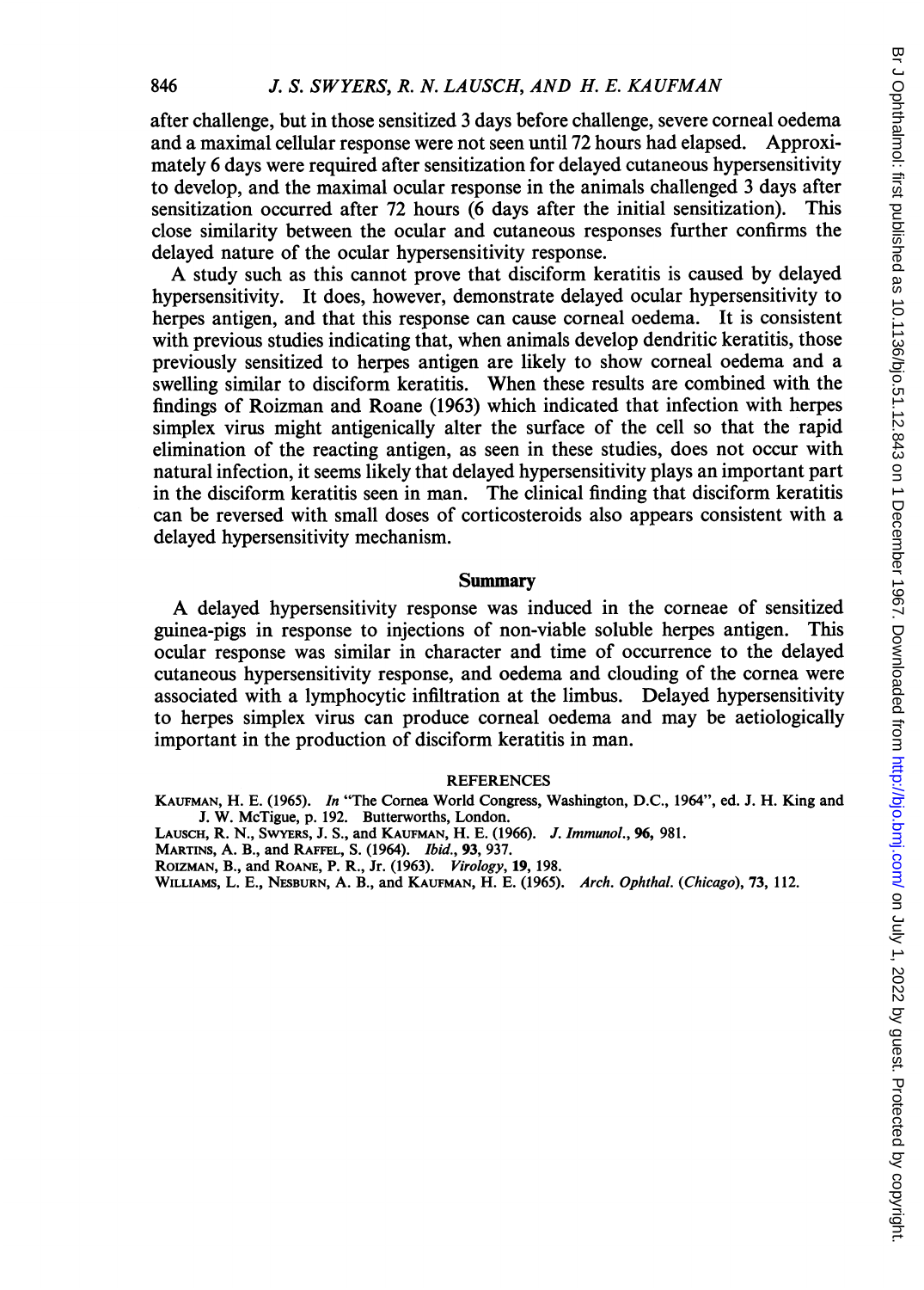after challenge, but in those sensitized 3 days before challenge, severe corneal oedema and a maximal cellular response were not seen until 72 hours had elapsed. Approximately 6 days were required after sensitization for delayed cutaneous hypersensitivity to develop, and the maximal ocular response in the animals challenged 3 days after sensitization occurred after 72 hours (6 days after the initial sensitization). This close similarity between the ocular and cutaneous responses further confirms the delayed nature of the ocular hypersensitivity response.

A study such as this cannot prove that disciform keratitis is caused by delayed hypersensitivity. It does, however, demonstrate delayed ocular hypersensitivity to herpes antigen, and that this response can cause corneal oedema. It is consistent with previous studies indicating that, when animals develop dendritic keratitis, those previously sensitized to herpes antigen are likely to show corneal oedema and a swelling similar to disciform keratitis. When these results are combined with the findings of Roizman and Roane (1963) which indicated that infection with herpes simplex virus might antigenically alter the surface of the cell so that the rapid elimination of the reacting antigen, as seen in these studies, does not occur with natural infection, it seems likely that delayed hypersensitivity plays an important part in the disciform keratitis seen in man. The clinical finding that disciform keratitis can be reversed with small doses of corticosteroids also appears consistent with a delayed hypersensitivity mechanism.

## Summary

A delayed hypersensitivity response was induced in the corneae of sensitized guinea-pigs in response to injections of non-viable soluble herpes antigen. This ocular response was similar in character and time of occurrence to the delayed cutaneous hypersensitivity response, and oedema and clouding of the cornea were associated with a lymphocytic infiltration at the limbus. Delayed hypersensitivity to herpes simplex virus can produce corneal oedema and may be aetiologically important in the production of disciform keratitis in man.

## REFERENCES

KAUFMAN, H. E. (1965). *In* "The Cornea World Congress, Washington, D.C., 1964", ed. J. H. King and J. W. McTigue, p. 192. Butterworths, London.

LAUSCH, R. N., SWYERS, J. S., and KAUFMAN, H. E. (1966). *J. Immunol.*, **96**, 981.

MARTINS, A. B., and RAFFEL, S. (1964). *Ibid.*, **93**, 937.

ROIZMAN, B., and ROANE, P. R., Jr. (1963). *Virology*, **19**, 198.

WILLIAMS, L. E., NESBURN, A. B., and KAUFMAN, H. E. (1965). *Arch. Ophthal. (Chicago)*, **73**, 112.